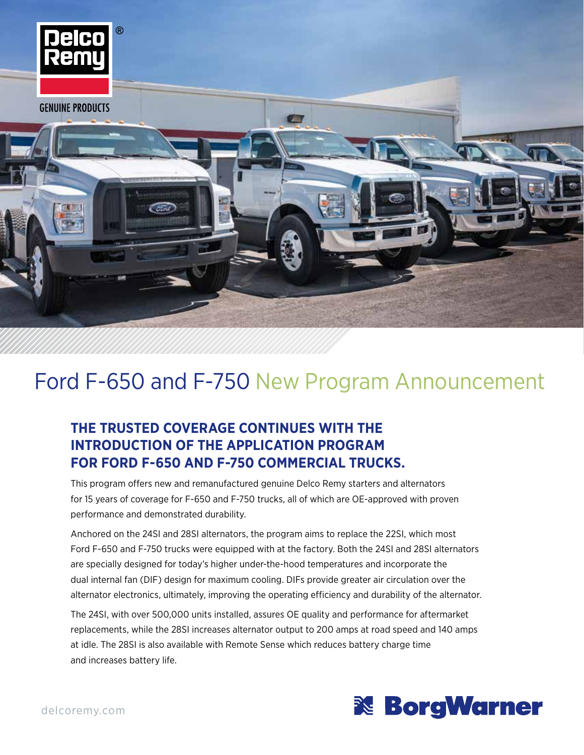Delco Remy®

GENUINE PRODUCTS

# Ford F-650 and F-750 New Program Announcement

## THE TRUSTED COVERAGE CONTINUES WITH THE INTRODUCTION OF THE APPLICATION PROGRAM FOR FORD F-650 AND F-750 COMMERCIAL TRUCKS.

This program offers new and remanufactured genuine Delco Remy starters and alternators for 15 years of coverage for F-650 and F-750 trucks, all of which are OE-approved with proven performance and demonstrated durability.

Anchored on the 24SI and 28SI alternators, the program aims to replace the 22SI, which most Ford F-650 and F-750 trucks were equipped with at the factory. Both the 24SI and 28SI alternators are specially designed for today's higher under-the-hood temperatures and incorporate the dual internal fan (DIF) design for maximum cooling. DIFs provide greater air circulation over the alternator electronics, ultimately, improving the operating efficiency and durability of the alternator.

The 24SI, with over 500,000 units installed, assures OE quality and performance for aftermarket replacements, while the 28SI increases alternator output to 200 amps at road speed and 140 amps at idle. The 28SI is also available with Remote Sense which reduces battery charge time and increases battery life.

delcoremy.com

BorgWarner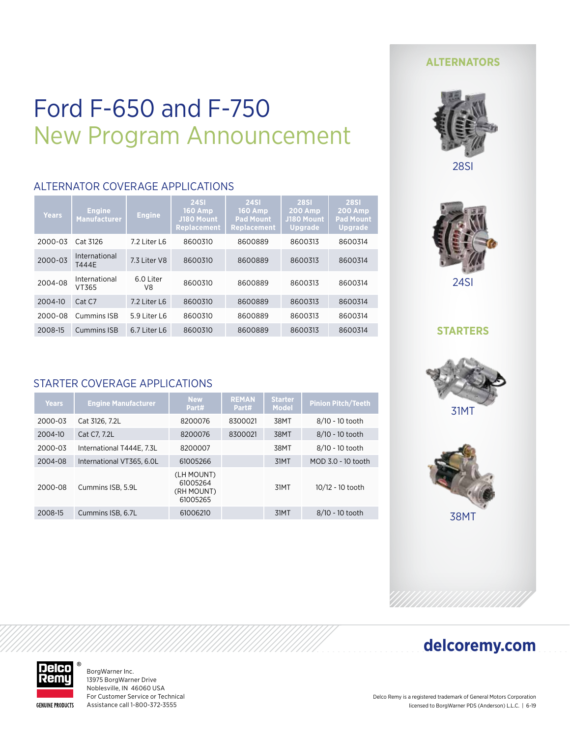# Ford F-650 and F-750
## New Program Announcement

### ALTERNATOR COVERAGE APPLICATIONS

| Years | Engine Manufacturer | Engine | 24SI 160 Amp J180 Mount Replacement | 24SI 160 Amp Pad Mount Replacement | 28SI 200 Amp J180 Mount Upgrade | 28SI 200 Amp Pad Mount Upgrade |
|---|---|---|---|---|---|---|
| 2000-03 | Cat 3126 | 7.2 Liter L6 | 8600310 | 8600889 | 8600313 | 8600314 |
| 2000-03 | International T444E | 7.3 Liter V8 | 8600310 | 8600889 | 8600313 | 8600314 |
| 2004-08 | International VT365 | 6.0 Liter V8 | 8600310 | 8600889 | 8600313 | 8600314 |
| 2004-10 | Cat C7 | 7.2 Liter L6 | 8600310 | 8600889 | 8600313 | 8600314 |
| 2000-08 | Cummins ISB | 5.9 Liter L6 | 8600310 | 8600889 | 8600313 | 8600314 |
| 2008-15 | Cummins ISB | 6.7 Liter L6 | 8600310 | 8600889 | 8600313 | 8600314 |

### STARTER COVERAGE APPLICATIONS

| Years | Engine Manufacturer | New Part# | REMAN Part# | Starter Model | Pinion Pitch/Teeth |
|---|---|---|---|---|---|
| 2000-03 | Cat 3126, 7.2L | 8200076 | 8300021 | 38MT | 8/10 - 10 tooth |
| 2004-10 | Cat C7, 7.2L | 8200076 | 8300021 | 38MT | 8/10 - 10 tooth |
| 2000-03 | International T444E, 7.3L | 8200007 | | 38MT | 8/10 - 10 tooth |
| 2004-08 | International VT365, 6.0L | 61005266 | | 31MT | MOD 3.0 - 10 tooth |
| 2000-08 | Cummins ISB, 5.9L | (LH MOUNT) 61005264 (RH MOUNT) 61005265 | | 31MT | 10/12 - 10 tooth |
| 2008-15 | Cummins ISB, 6.7L | 61006210 | | 31MT | 8/10 - 10 tooth |

**ALTERNATORS**

28SI

24SI

**STARTERS**

31MT

38MT

**delcoremy.com**

Delco Remy® GENUINE PRODUCTS

BorgWarner Inc.
13975 BorgWarner Drive
Noblesville, IN 46060 USA
For Customer Service or Technical Assistance call 1-800-372-3555

Delco Remy is a registered trademark of General Motors Corporation licensed to BorgWarner PDS (Anderson) L.L.C. | 6-19